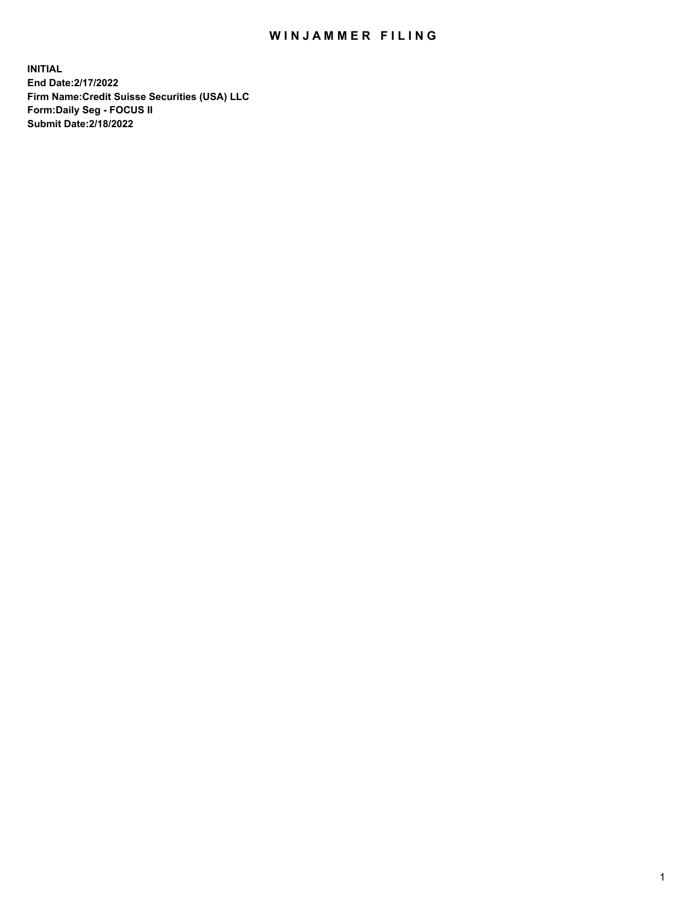# WINJAMMER FILING

**INITIAL**
**End Date:2/17/2022**
**Firm Name:Credit Suisse Securities (USA) LLC**
**Form:Daily Seg - FOCUS II**
**Submit Date:2/18/2022**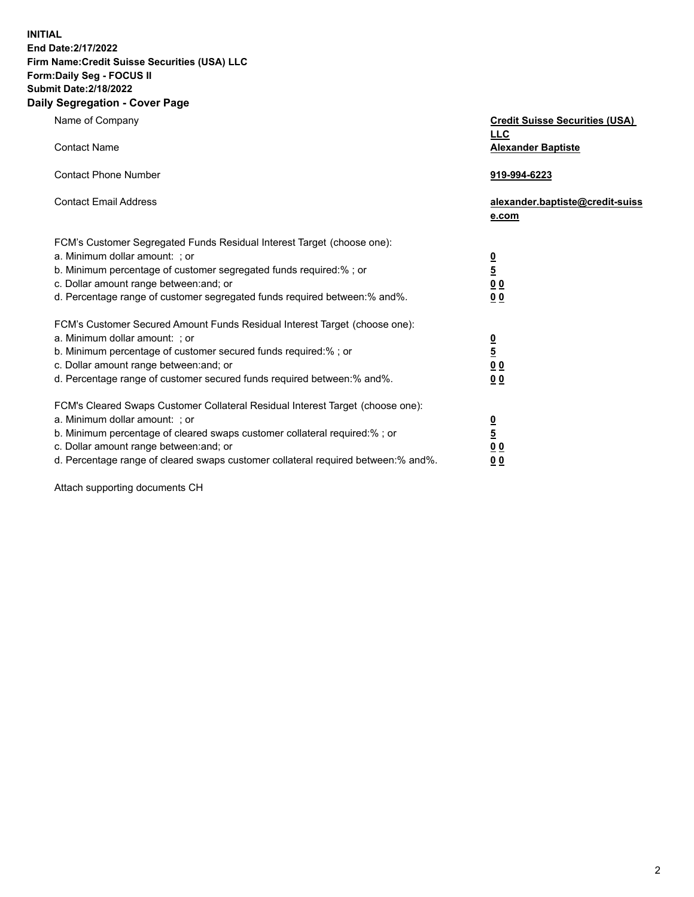**INITIAL**
**End Date:2/17/2022**
**Firm Name:Credit Suisse Securities (USA) LLC**
**Form:Daily Seg - FOCUS II**
**Submit Date:2/18/2022**

## Daily Segregation - Cover Page

| | |
|---|---|
| Name of Company | **Credit Suisse Securities (USA) LLC** |
| Contact Name | **Alexander Baptiste** |
| Contact Phone Number | **919-994-6223** |
| Contact Email Address | **alexander.baptiste@credit-suisse.com** |

FCM's Customer Segregated Funds Residual Interest Target (choose one):

| | |
|---|---|
| a. Minimum dollar amount: ; or | **0** |
| b. Minimum percentage of customer segregated funds required:% ; or | **5** |
| c. Dollar amount range between:and; or | **0 0** |
| d. Percentage range of customer segregated funds required between:% and%. | **0 0** |

FCM's Customer Secured Amount Funds Residual Interest Target (choose one):

| | |
|---|---|
| a. Minimum dollar amount: ; or | **0** |
| b. Minimum percentage of customer secured funds required:% ; or | **5** |
| c. Dollar amount range between:and; or | **0 0** |
| d. Percentage range of customer secured funds required between:% and%. | **0 0** |

FCM's Cleared Swaps Customer Collateral Residual Interest Target (choose one):

| | |
|---|---|
| a. Minimum dollar amount: ; or | **0** |
| b. Minimum percentage of cleared swaps customer collateral required:% ; or | **5** |
| c. Dollar amount range between:and; or | **0 0** |
| d. Percentage range of cleared swaps customer collateral required between:% and%. | **0 0** |

Attach supporting documents CH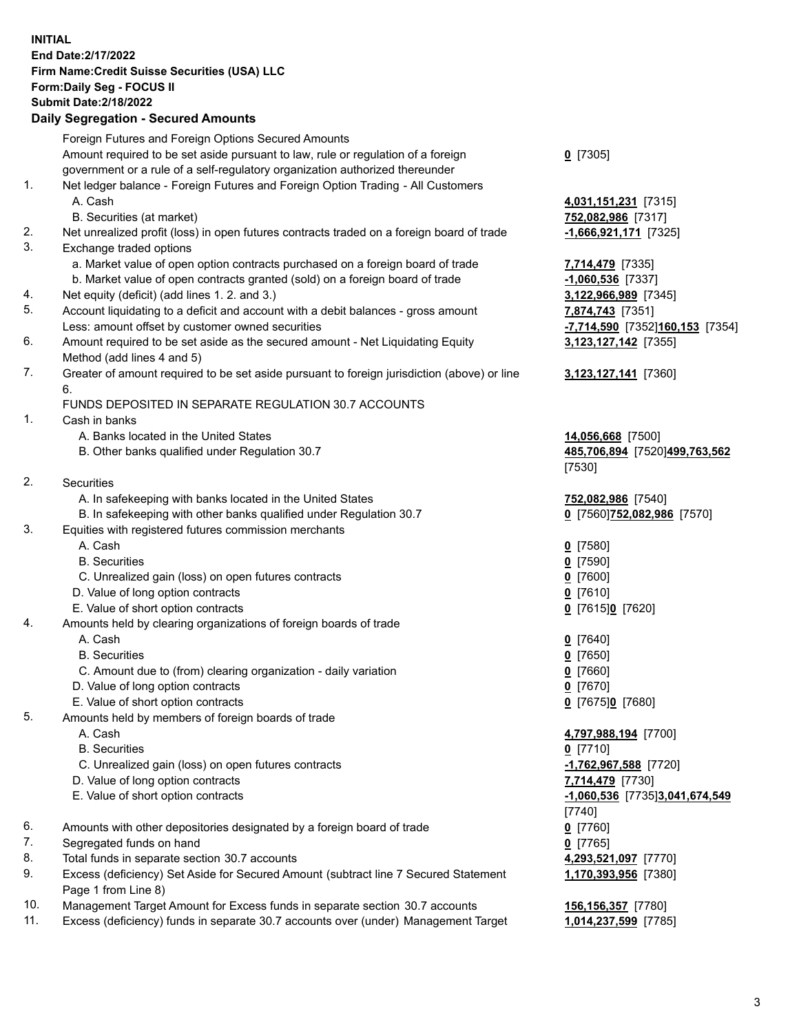**INITIAL**
**End Date:2/17/2022**
**Firm Name:Credit Suisse Securities (USA) LLC**
**Form:Daily Seg - FOCUS II**
**Submit Date:2/18/2022**

**Daily Segregation - Secured Amounts**

| | | |
|---|---|---|
| | Foreign Futures and Foreign Options Secured Amounts | |
| | Amount required to be set aside pursuant to law, rule or regulation of a foreign government or a rule of a self-regulatory organization authorized thereunder | **0** [7305] |
| 1. | Net ledger balance - Foreign Futures and Foreign Option Trading - All Customers | |
| | A. Cash | **4,031,151,231** [7315] |
| | B. Securities (at market) | **752,082,986** [7317] |
| 2. | Net unrealized profit (loss) in open futures contracts traded on a foreign board of trade | **-1,666,921,171** [7325] |
| 3. | Exchange traded options | |
| | a. Market value of open option contracts purchased on a foreign board of trade | **7,714,479** [7335] |
| | b. Market value of open contracts granted (sold) on a foreign board of trade | **-1,060,536** [7337] |
| 4. | Net equity (deficit) (add lines 1. 2. and 3.) | **3,122,966,989** [7345] |
| 5. | Account liquidating to a deficit and account with a debit balances - gross amount | **7,874,743** [7351] |
| | Less: amount offset by customer owned securities | **-7,714,590** [7352]**160,153** [7354] |
| 6. | Amount required to be set aside as the secured amount - Net Liquidating Equity Method (add lines 4 and 5) | **3,123,127,142** [7355] |
| 7. | Greater of amount required to be set aside pursuant to foreign jurisdiction (above) or line 6. | **3,123,127,141** [7360] |
| | FUNDS DEPOSITED IN SEPARATE REGULATION 30.7 ACCOUNTS | |
| 1. | Cash in banks | |
| | A. Banks located in the United States | **14,056,668** [7500] |
| | B. Other banks qualified under Regulation 30.7 | **485,706,894** [7520]**499,763,562** [7530] |
| 2. | Securities | |
| | A. In safekeeping with banks located in the United States | **752,082,986** [7540] |
| | B. In safekeeping with other banks qualified under Regulation 30.7 | **0** [7560]**752,082,986** [7570] |
| 3. | Equities with registered futures commission merchants | |
| | A. Cash | **0** [7580] |
| | B. Securities | **0** [7590] |
| | C. Unrealized gain (loss) on open futures contracts | **0** [7600] |
| | D. Value of long option contracts | **0** [7610] |
| | E. Value of short option contracts | **0** [7615]**0** [7620] |
| 4. | Amounts held by clearing organizations of foreign boards of trade | |
| | A. Cash | **0** [7640] |
| | B. Securities | **0** [7650] |
| | C. Amount due to (from) clearing organization - daily variation | **0** [7660] |
| | D. Value of long option contracts | **0** [7670] |
| | E. Value of short option contracts | **0** [7675]**0** [7680] |
| 5. | Amounts held by members of foreign boards of trade | |
| | A. Cash | **4,797,988,194** [7700] |
| | B. Securities | **0** [7710] |
| | C. Unrealized gain (loss) on open futures contracts | **-1,762,967,588** [7720] |
| | D. Value of long option contracts | **7,714,479** [7730] |
| | E. Value of short option contracts | **-1,060,536** [7735]**3,041,674,549** [7740] |
| 6. | Amounts with other depositories designated by a foreign board of trade | **0** [7760] |
| 7. | Segregated funds on hand | **0** [7765] |
| 8. | Total funds in separate section 30.7 accounts | **4,293,521,097** [7770] |
| 9. | Excess (deficiency) Set Aside for Secured Amount (subtract line 7 Secured Statement Page 1 from Line 8) | **1,170,393,956** [7380] |
| 10. | Management Target Amount for Excess funds in separate section 30.7 accounts | **156,156,357** [7780] |
| 11. | Excess (deficiency) funds in separate 30.7 accounts over (under) Management Target | **1,014,237,599** [7785] |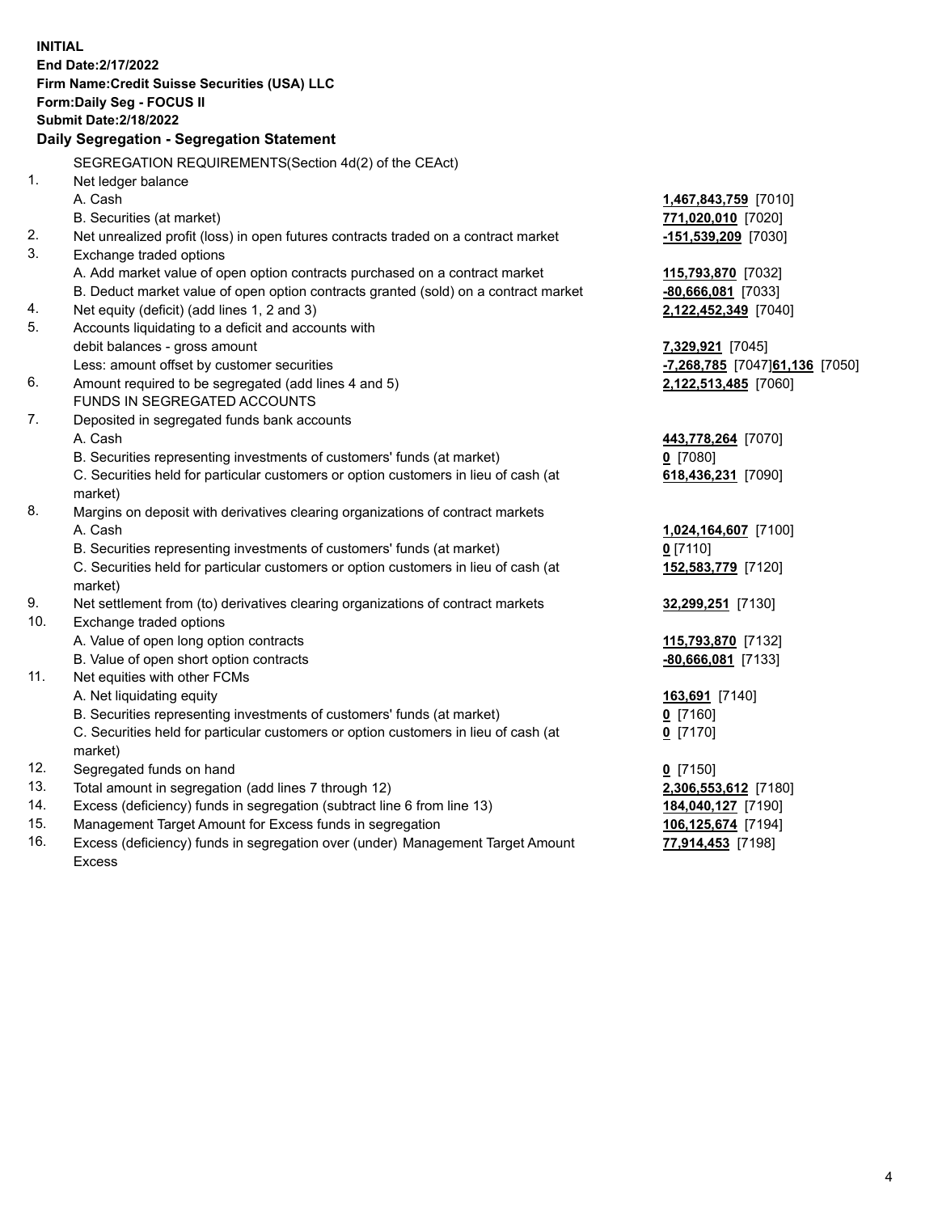**INITIAL**
**End Date:2/17/2022**
**Firm Name:Credit Suisse Securities (USA) LLC**
**Form:Daily Seg - FOCUS II**
**Submit Date:2/18/2022**

## Daily Segregation - Segregation Statement

| | | |
|---|---|---|
| | SEGREGATION REQUIREMENTS(Section 4d(2) of the CEAct) | |
| 1. | Net ledger balance | |
| | A. Cash | **1,467,843,759** [7010] |
| | B. Securities (at market) | **771,020,010** [7020] |
| 2. | Net unrealized profit (loss) in open futures contracts traded on a contract market | **-151,539,209** [7030] |
| 3. | Exchange traded options | |
| | A. Add market value of open option contracts purchased on a contract market | **115,793,870** [7032] |
| | B. Deduct market value of open option contracts granted (sold) on a contract market | **-80,666,081** [7033] |
| 4. | Net equity (deficit) (add lines 1, 2 and 3) | **2,122,452,349** [7040] |
| 5. | Accounts liquidating to a deficit and accounts with debit balances - gross amount | **7,329,921** [7045] |
| | Less: amount offset by customer securities | **-7,268,785** [7047]**61,136** [7050] |
| 6. | Amount required to be segregated (add lines 4 and 5) | **2,122,513,485** [7060] |
| | FUNDS IN SEGREGATED ACCOUNTS | |
| 7. | Deposited in segregated funds bank accounts | |
| | A. Cash | **443,778,264** [7070] |
| | B. Securities representing investments of customers' funds (at market) | **0** [7080] |
| | C. Securities held for particular customers or option customers in lieu of cash (at market) | **618,436,231** [7090] |
| 8. | Margins on deposit with derivatives clearing organizations of contract markets | |
| | A. Cash | **1,024,164,607** [7100] |
| | B. Securities representing investments of customers' funds (at market) | **0** [7110] |
| | C. Securities held for particular customers or option customers in lieu of cash (at market) | **152,583,779** [7120] |
| 9. | Net settlement from (to) derivatives clearing organizations of contract markets | **32,299,251** [7130] |
| 10. | Exchange traded options | |
| | A. Value of open long option contracts | **115,793,870** [7132] |
| | B. Value of open short option contracts | **-80,666,081** [7133] |
| 11. | Net equities with other FCMs | |
| | A. Net liquidating equity | **163,691** [7140] |
| | B. Securities representing investments of customers' funds (at market) | **0** [7160] |
| | C. Securities held for particular customers or option customers in lieu of cash (at market) | **0** [7170] |
| 12. | Segregated funds on hand | **0** [7150] |
| 13. | Total amount in segregation (add lines 7 through 12) | **2,306,553,612** [7180] |
| 14. | Excess (deficiency) funds in segregation (subtract line 6 from line 13) | **184,040,127** [7190] |
| 15. | Management Target Amount for Excess funds in segregation | **106,125,674** [7194] |
| 16. | Excess (deficiency) funds in segregation over (under) Management Target Amount Excess | **77,914,453** [7198] |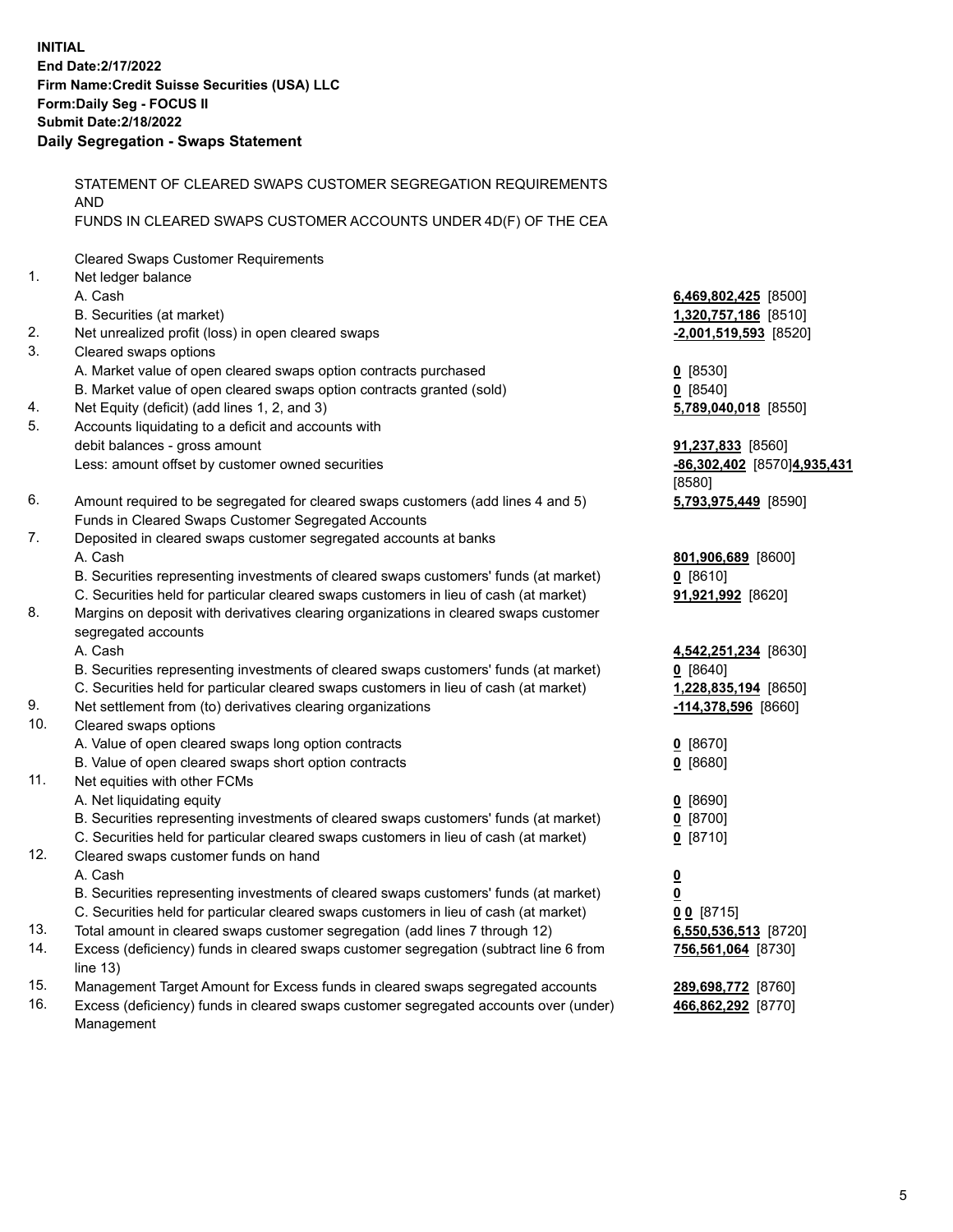**INITIAL**
**End Date:2/17/2022**
**Firm Name:Credit Suisse Securities (USA) LLC**
**Form:Daily Seg - FOCUS II**
**Submit Date:2/18/2022**
**Daily Segregation - Swaps Statement**

STATEMENT OF CLEARED SWAPS CUSTOMER SEGREGATION REQUIREMENTS AND
FUNDS IN CLEARED SWAPS CUSTOMER ACCOUNTS UNDER 4D(F) OF THE CEA

| | | |
|---|---|---|
| | Cleared Swaps Customer Requirements | |
| 1. | Net ledger balance | |
| | A. Cash | **6,469,802,425** [8500] |
| | B. Securities (at market) | **1,320,757,186** [8510] |
| 2. | Net unrealized profit (loss) in open cleared swaps | **-2,001,519,593** [8520] |
| 3. | Cleared swaps options | |
| | A. Market value of open cleared swaps option contracts purchased | **0** [8530] |
| | B. Market value of open cleared swaps option contracts granted (sold) | **0** [8540] |
| 4. | Net Equity (deficit) (add lines 1, 2, and 3) | **5,789,040,018** [8550] |
| 5. | Accounts liquidating to a deficit and accounts with debit balances - gross amount | **91,237,833** [8560] |
| | Less: amount offset by customer owned securities | **-86,302,402** [8570]**4,935,431** [8580] |
| 6. | Amount required to be segregated for cleared swaps customers (add lines 4 and 5) | **5,793,975,449** [8590] |
| | Funds in Cleared Swaps Customer Segregated Accounts | |
| 7. | Deposited in cleared swaps customer segregated accounts at banks | |
| | A. Cash | **801,906,689** [8600] |
| | B. Securities representing investments of cleared swaps customers' funds (at market) | **0** [8610] |
| | C. Securities held for particular cleared swaps customers in lieu of cash (at market) | **91,921,992** [8620] |
| 8. | Margins on deposit with derivatives clearing organizations in cleared swaps customer segregated accounts | |
| | A. Cash | **4,542,251,234** [8630] |
| | B. Securities representing investments of cleared swaps customers' funds (at market) | **0** [8640] |
| | C. Securities held for particular cleared swaps customers in lieu of cash (at market) | **1,228,835,194** [8650] |
| 9. | Net settlement from (to) derivatives clearing organizations | **-114,378,596** [8660] |
| 10. | Cleared swaps options | |
| | A. Value of open cleared swaps long option contracts | **0** [8670] |
| | B. Value of open cleared swaps short option contracts | **0** [8680] |
| 11. | Net equities with other FCMs | |
| | A. Net liquidating equity | **0** [8690] |
| | B. Securities representing investments of cleared swaps customers' funds (at market) | **0** [8700] |
| | C. Securities held for particular cleared swaps customers in lieu of cash (at market) | **0** [8710] |
| 12. | Cleared swaps customer funds on hand | |
| | A. Cash | **0** |
| | B. Securities representing investments of cleared swaps customers' funds (at market) | **0** |
| | C. Securities held for particular cleared swaps customers in lieu of cash (at market) | **0** **0** [8715] |
| 13. | Total amount in cleared swaps customer segregation (add lines 7 through 12) | **6,550,536,513** [8720] |
| 14. | Excess (deficiency) funds in cleared swaps customer segregation (subtract line 6 from line 13) | **756,561,064** [8730] |
| 15. | Management Target Amount for Excess funds in cleared swaps segregated accounts | **289,698,772** [8760] |
| 16. | Excess (deficiency) funds in cleared swaps customer segregated accounts over (under) Management | **466,862,292** [8770] |